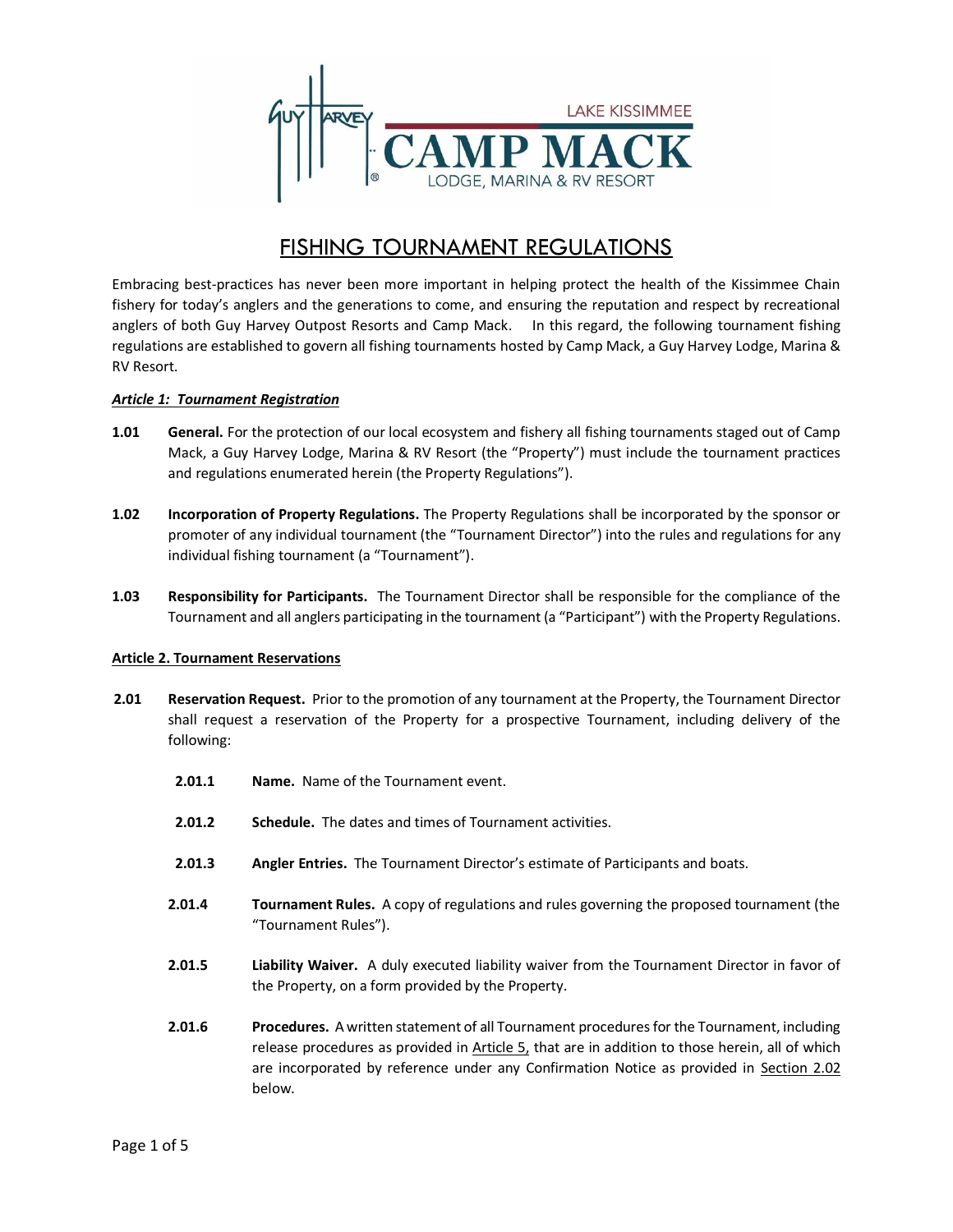# FISHING TOURNAMENT REGULATIONS

Embracing best-practices has never been more important in helping protect the health of the Kissimmee Chain fishery for today's anglers and the generations to come, and ensuring the reputation and respect by recreational anglers of both Guy Harvey Outpost Resorts and Camp Mack. In this regard, the following tournament fishing regulations are established to govern all fishing tournaments hosted by Camp Mack, a Guy Harvey Lodge, Marina & RV Resort.

***Article 1: Tournament Registration***

**1.01 General.** For the protection of our local ecosystem and fishery all fishing tournaments staged out of Camp Mack, a Guy Harvey Lodge, Marina & RV Resort (the "Property") must include the tournament practices and regulations enumerated herein (the Property Regulations").

**1.02 Incorporation of Property Regulations.** The Property Regulations shall be incorporated by the sponsor or promoter of any individual tournament (the "Tournament Director") into the rules and regulations for any individual fishing tournament (a "Tournament").

**1.03 Responsibility for Participants.** The Tournament Director shall be responsible for the compliance of the Tournament and all anglers participating in the tournament (a "Participant") with the Property Regulations.

**Article 2. Tournament Reservations**

**2.01 Reservation Request.** Prior to the promotion of any tournament at the Property, the Tournament Director shall request a reservation of the Property for a prospective Tournament, including delivery of the following:

- **2.01.1 Name.** Name of the Tournament event.
- **2.01.2 Schedule.** The dates and times of Tournament activities.
- **2.01.3 Angler Entries.** The Tournament Director's estimate of Participants and boats.
- **2.01.4 Tournament Rules.** A copy of regulations and rules governing the proposed tournament (the "Tournament Rules").
- **2.01.5 Liability Waiver.** A duly executed liability waiver from the Tournament Director in favor of the Property, on a form provided by the Property.
- **2.01.6 Procedures.** A written statement of all Tournament procedures for the Tournament, including release procedures as provided in Article 5, that are in addition to those herein, all of which are incorporated by reference under any Confirmation Notice as provided in Section 2.02 below.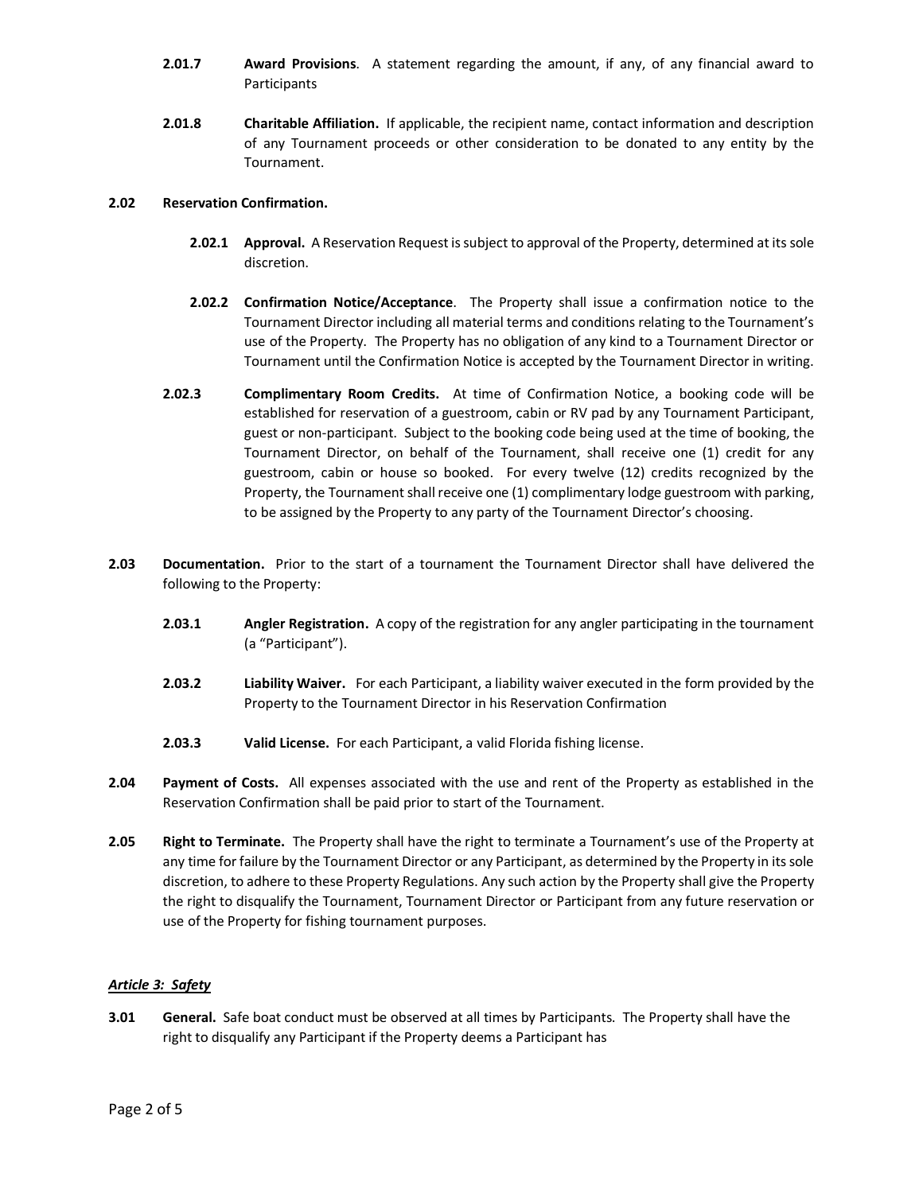**2.01.7** **Award Provisions**. A statement regarding the amount, if any, of any financial award to Participants

**2.01.8** **Charitable Affiliation.** If applicable, the recipient name, contact information and description of any Tournament proceeds or other consideration to be donated to any entity by the Tournament.

**2.02** **Reservation Confirmation.**

**2.02.1** **Approval.** A Reservation Request is subject to approval of the Property, determined at its sole discretion.

**2.02.2** **Confirmation Notice/Acceptance**. The Property shall issue a confirmation notice to the Tournament Director including all material terms and conditions relating to the Tournament's use of the Property. The Property has no obligation of any kind to a Tournament Director or Tournament until the Confirmation Notice is accepted by the Tournament Director in writing.

**2.02.3** **Complimentary Room Credits.** At time of Confirmation Notice, a booking code will be established for reservation of a guestroom, cabin or RV pad by any Tournament Participant, guest or non-participant. Subject to the booking code being used at the time of booking, the Tournament Director, on behalf of the Tournament, shall receive one (1) credit for any guestroom, cabin or house so booked. For every twelve (12) credits recognized by the Property, the Tournament shall receive one (1) complimentary lodge guestroom with parking, to be assigned by the Property to any party of the Tournament Director's choosing.

**2.03** **Documentation.** Prior to the start of a tournament the Tournament Director shall have delivered the following to the Property:

**2.03.1** **Angler Registration.** A copy of the registration for any angler participating in the tournament (a "Participant").

**2.03.2** **Liability Waiver.** For each Participant, a liability waiver executed in the form provided by the Property to the Tournament Director in his Reservation Confirmation

**2.03.3** **Valid License.** For each Participant, a valid Florida fishing license.

**2.04** **Payment of Costs.** All expenses associated with the use and rent of the Property as established in the Reservation Confirmation shall be paid prior to start of the Tournament.

**2.05** **Right to Terminate.** The Property shall have the right to terminate a Tournament's use of the Property at any time for failure by the Tournament Director or any Participant, as determined by the Property in its sole discretion, to adhere to these Property Regulations. Any such action by the Property shall give the Property the right to disqualify the Tournament, Tournament Director or Participant from any future reservation or use of the Property for fishing tournament purposes.

## ***Article 3: Safety***

**3.01** **General.** Safe boat conduct must be observed at all times by Participants. The Property shall have the right to disqualify any Participant if the Property deems a Participant has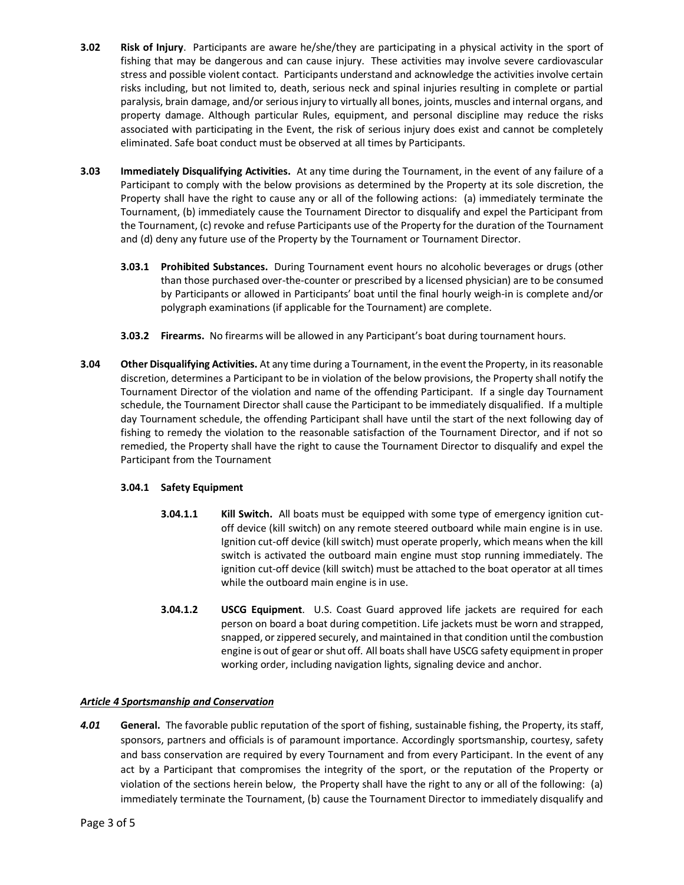**3.02 Risk of Injury**. Participants are aware he/she/they are participating in a physical activity in the sport of fishing that may be dangerous and can cause injury. These activities may involve severe cardiovascular stress and possible violent contact. Participants understand and acknowledge the activities involve certain risks including, but not limited to, death, serious neck and spinal injuries resulting in complete or partial paralysis, brain damage, and/or serious injury to virtually all bones, joints, muscles and internal organs, and property damage. Although particular Rules, equipment, and personal discipline may reduce the risks associated with participating in the Event, the risk of serious injury does exist and cannot be completely eliminated. Safe boat conduct must be observed at all times by Participants.

**3.03 Immediately Disqualifying Activities.** At any time during the Tournament, in the event of any failure of a Participant to comply with the below provisions as determined by the Property at its sole discretion, the Property shall have the right to cause any or all of the following actions: (a) immediately terminate the Tournament, (b) immediately cause the Tournament Director to disqualify and expel the Participant from the Tournament, (c) revoke and refuse Participants use of the Property for the duration of the Tournament and (d) deny any future use of the Property by the Tournament or Tournament Director.

**3.03.1 Prohibited Substances.** During Tournament event hours no alcoholic beverages or drugs (other than those purchased over-the-counter or prescribed by a licensed physician) are to be consumed by Participants or allowed in Participants' boat until the final hourly weigh-in is complete and/or polygraph examinations (if applicable for the Tournament) are complete.

**3.03.2 Firearms.** No firearms will be allowed in any Participant's boat during tournament hours.

**3.04 Other Disqualifying Activities.** At any time during a Tournament, in the event the Property, in its reasonable discretion, determines a Participant to be in violation of the below provisions, the Property shall notify the Tournament Director of the violation and name of the offending Participant. If a single day Tournament schedule, the Tournament Director shall cause the Participant to be immediately disqualified. If a multiple day Tournament schedule, the offending Participant shall have until the start of the next following day of fishing to remedy the violation to the reasonable satisfaction of the Tournament Director, and if not so remedied, the Property shall have the right to cause the Tournament Director to disqualify and expel the Participant from the Tournament

**3.04.1 Safety Equipment**

**3.04.1.1 Kill Switch.** All boats must be equipped with some type of emergency ignition cut-off device (kill switch) on any remote steered outboard while main engine is in use. Ignition cut-off device (kill switch) must operate properly, which means when the kill switch is activated the outboard main engine must stop running immediately. The ignition cut-off device (kill switch) must be attached to the boat operator at all times while the outboard main engine is in use.

**3.04.1.2 USCG Equipment**. U.S. Coast Guard approved life jackets are required for each person on board a boat during competition. Life jackets must be worn and strapped, snapped, or zippered securely, and maintained in that condition until the combustion engine is out of gear or shut off. All boats shall have USCG safety equipment in proper working order, including navigation lights, signaling device and anchor.

***Article 4 Sportsmanship and Conservation***

***4.01*** **General.** The favorable public reputation of the sport of fishing, sustainable fishing, the Property, its staff, sponsors, partners and officials is of paramount importance. Accordingly sportsmanship, courtesy, safety and bass conservation are required by every Tournament and from every Participant. In the event of any act by a Participant that compromises the integrity of the sport, or the reputation of the Property or violation of the sections herein below, the Property shall have the right to any or all of the following: (a) immediately terminate the Tournament, (b) cause the Tournament Director to immediately disqualify and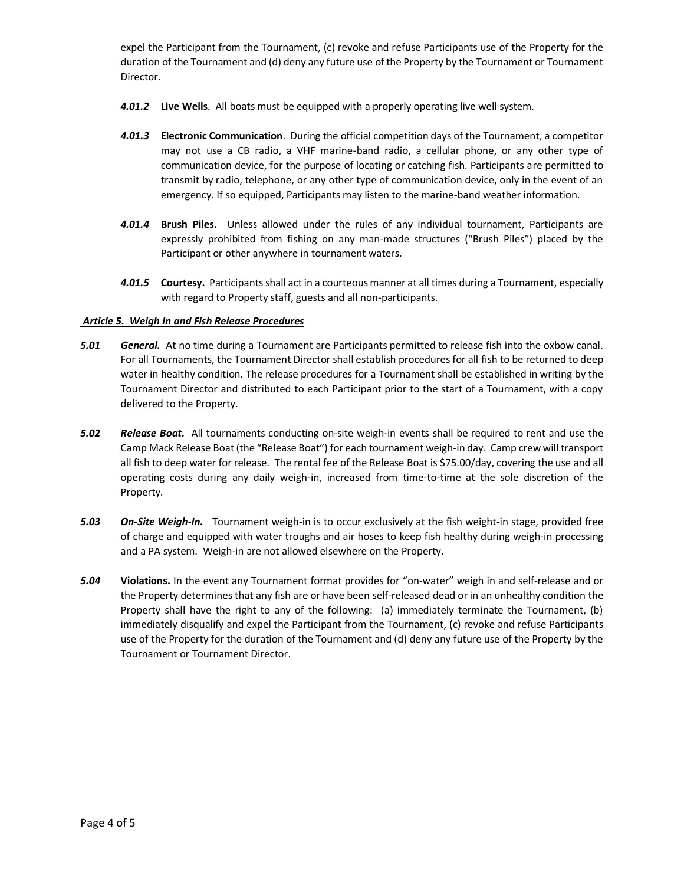expel the Participant from the Tournament, (c) revoke and refuse Participants use of the Property for the duration of the Tournament and (d) deny any future use of the Property by the Tournament or Tournament Director.

***4.01.2*** **Live Wells**. All boats must be equipped with a properly operating live well system.

***4.01.3*** **Electronic Communication**. During the official competition days of the Tournament, a competitor may not use a CB radio, a VHF marine-band radio, a cellular phone, or any other type of communication device, for the purpose of locating or catching fish. Participants are permitted to transmit by radio, telephone, or any other type of communication device, only in the event of an emergency. If so equipped, Participants may listen to the marine-band weather information.

***4.01.4*** **Brush Piles.** Unless allowed under the rules of any individual tournament, Participants are expressly prohibited from fishing on any man-made structures ("Brush Piles") placed by the Participant or other anywhere in tournament waters.

***4.01.5*** **Courtesy.** Participants shall act in a courteous manner at all times during a Tournament, especially with regard to Property staff, guests and all non-participants.

***Article 5. Weigh In and Fish Release Procedures***

***5.01*** ***General.*** At no time during a Tournament are Participants permitted to release fish into the oxbow canal. For all Tournaments, the Tournament Director shall establish procedures for all fish to be returned to deep water in healthy condition. The release procedures for a Tournament shall be established in writing by the Tournament Director and distributed to each Participant prior to the start of a Tournament, with a copy delivered to the Property.

***5.02*** ***Release Boat.*** All tournaments conducting on-site weigh-in events shall be required to rent and use the Camp Mack Release Boat (the "Release Boat") for each tournament weigh-in day. Camp crew will transport all fish to deep water for release. The rental fee of the Release Boat is $75.00/day, covering the use and all operating costs during any daily weigh-in, increased from time-to-time at the sole discretion of the Property.

***5.03*** ***On-Site Weigh-In.*** Tournament weigh-in is to occur exclusively at the fish weight-in stage, provided free of charge and equipped with water troughs and air hoses to keep fish healthy during weigh-in processing and a PA system. Weigh-in are not allowed elsewhere on the Property.

***5.04*** **Violations.** In the event any Tournament format provides for "on-water" weigh in and self-release and or the Property determines that any fish are or have been self-released dead or in an unhealthy condition the Property shall have the right to any of the following: (a) immediately terminate the Tournament, (b) immediately disqualify and expel the Participant from the Tournament, (c) revoke and refuse Participants use of the Property for the duration of the Tournament and (d) deny any future use of the Property by the Tournament or Tournament Director.